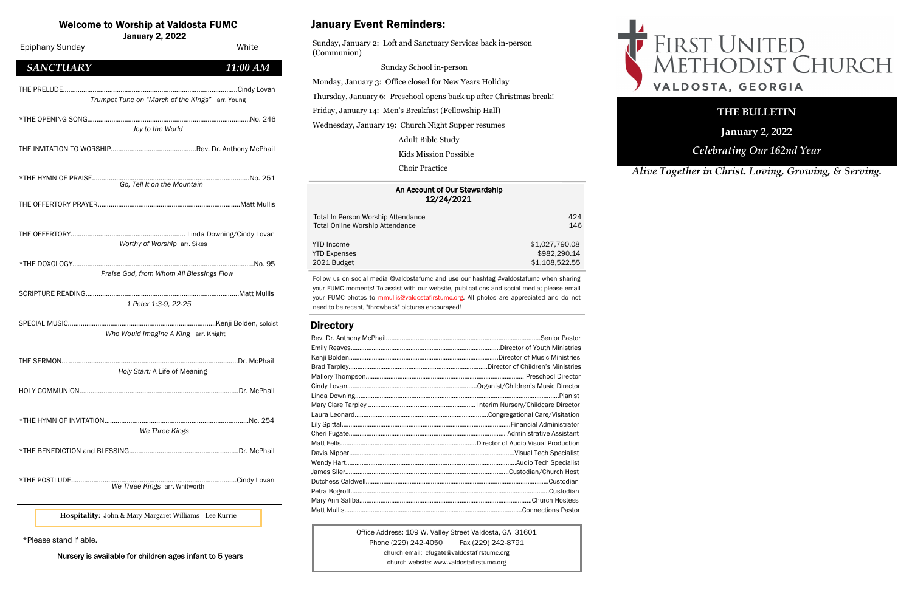# Welcome to Worship at Valdosta FUMC

**January 2, 2022**

Epiphany Sunday — White

## *SANCTUARY* — *11:00 AM*

THE PRELUDE........................................Cindy Lovan
*Trumpet Tune on "March of the Kings"* arr. Young

*THE OPENING SONG........................................No. 246
*Joy to the World*

THE INVITATION TO WORSHIP........................................Rev. Dr. Anthony McPhail

*THE HYMN OF PRAISE........................................No. 251
*Go, Tell It on the Mountain*

THE OFFERTORY PRAYER........................................Matt Mullis

THE OFFERTORY........................................Linda Downing/Cindy Lovan
*Worthy of Worship* arr. Sikes

*THE DOXOLOGY........................................No. 95
*Praise God, from Whom All Blessings Flow*

SCRIPTURE READING........................................Matt Mullis
*1 Peter 1:3-9, 22-25*

SPECIAL MUSIC........................................Kenji Bolden, soloist
*Who Would Imagine A King* arr. Knight

THE SERMON........................................Dr. McPhail
*Holy Start:* A Life of Meaning

HOLY COMMUNION........................................Dr. McPhail

*THE HYMN OF INVITATION........................................No. 254
*We Three Kings*

*THE BENEDICTION and BLESSING........................................Dr. McPhail

*THE POSTLUDE........................................Cindy Lovan
*We Three Kings* arr. Whitworth

**Hospitality**: John & Mary Margaret Williams | Lee Kurrie

*Please stand if able.

Nursery is available for children ages infant to 5 years

## January Event Reminders:

Sunday, January 2: Loft and Sanctuary Services back in-person (Communion)

Sunday School in-person

Monday, January 3: Office closed for New Years Holiday

Thursday, January 6: Preschool opens back up after Christmas break!

Friday, January 14: Men's Breakfast (Fellowship Hall)

Wednesday, January 19: Church Night Supper resumes

Adult Bible Study

Kids Mission Possible

Choir Practice

### An Account of Our Stewardship 12/24/2021

| | |
|---|---|
| Total In Person Worship Attendance | 424 |
| Total Online Worship Attendance | 146 |
| YTD Income | $1,027,790.08 |
| YTD Expenses | $982,290.14 |
| 2021 Budget | $1,108,522.55 |

Follow us on social media @valdostafumc and use our hashtag #valdostafumc when sharing your FUMC moments! To assist with our website, publications and social media; please email your FUMC photos to mmullis@valdostafirstumc.org. All photos are appreciated and do not need to be recent, "throwback" pictures encouraged!

## Directory

Rev. Dr. Anthony McPhail........................................Senior Pastor
Emily Reaves........................................Director of Youth Ministries
Kenji Bolden........................................Director of Music Ministries
Brad Tarpley........................................Director of Children's Ministries
Mallory Thompson........................................Preschool Director
Cindy Lovan........................................Organist/Children's Music Director
Linda Downing........................................Pianist
Mary Clare Tarpley........................................Interim Nursery/Childcare Director
Laura Leonard........................................Congregational Care/Visitation
Lily Spittal........................................Financial Administrator
Cheri Fugate........................................Administrative Assistant
Matt Felts........................................Director of Audio Visual Production
Davis Nipper........................................Visual Tech Specialist
Wendy Hart........................................Audio Tech Specialist
James Siler........................................Custodian/Church Host
Dutchess Caldwell........................................Custodian
Petra Bogroff........................................Custodian
Mary Ann Saliba........................................Church Hostess
Matt Mullis........................................Connections Pastor

Office Address: 109 W. Valley Street Valdosta, GA 31601
Phone (229) 242-4050 Fax (229) 242-8791
church email: cfugate@valdostafirstumc.org
church website: www.valdostafirstumc.org

# FIRST UNITED METHODIST CHURCH
VALDOSTA, GEORGIA

**THE BULLETIN**

**January 2, 2022**

*Celebrating Our 162nd Year*

*Alive Together in Christ. Loving, Growing, & Serving.*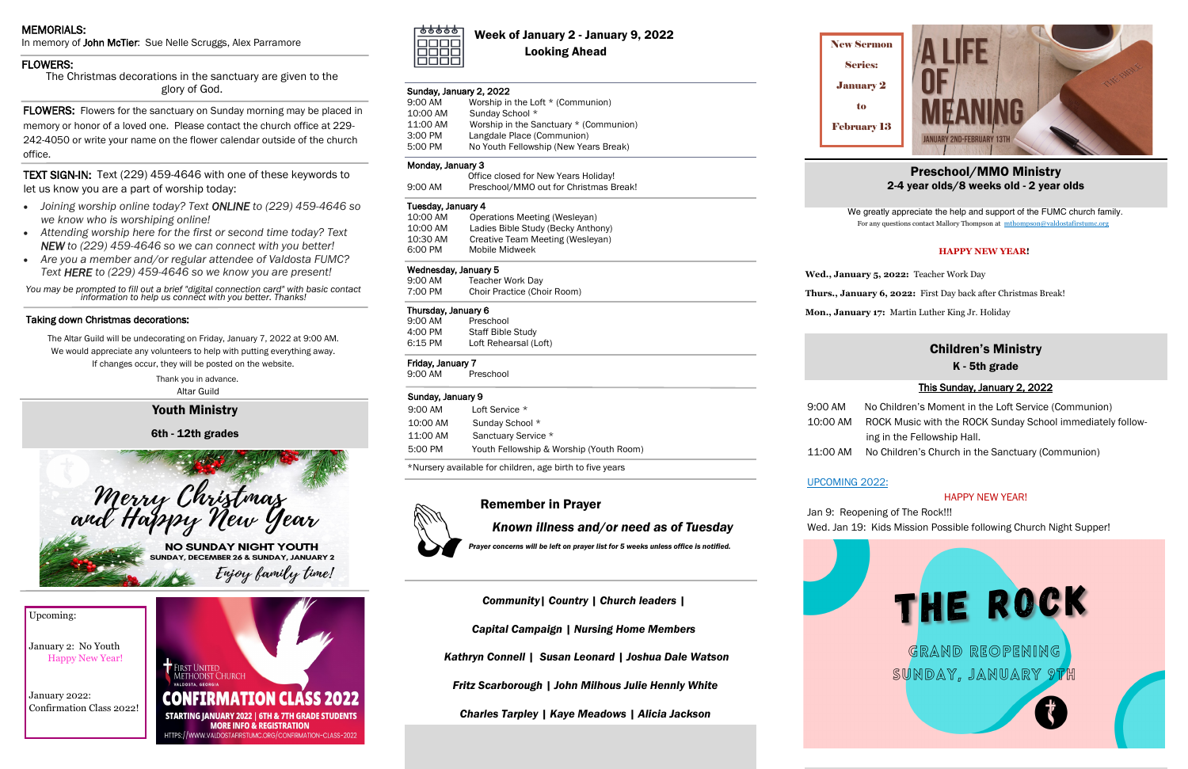## MEMORIALS:

In memory of John McTier: Sue Nelle Scruggs, Alex Parramore

## FLOWERS:

The Christmas decorations in the sanctuary are given to the glory of God.

**FLOWERS:** Flowers for the sanctuary on Sunday morning may be placed in memory or honor of a loved one. Please contact the church office at 229-242-4050 or write your name on the flower calendar outside of the church office.

**TEXT SIGN-IN:** Text (229) 459-4646 with one of these keywords to let us know you are a part of worship today:

- *Joining worship online today? Text **ONLINE** to (229) 459-4646 so we know who is worshiping online!*
- *Attending worship here for the first or second time today? Text **NEW** to (229) 459-4646 so we can connect with you better!*
- *Are you a member and/or regular attendee of Valdosta FUMC? Text **HERE** to (229) 459-4646 so we know you are present!*

*You may be prompted to fill out a brief "digital connection card" with basic contact information to help us connect with you better. Thanks!*

### Taking down Christmas decorations:

The Altar Guild will be undecorating on Friday, January 7, 2022 at 9:00 AM.
We would appreciate any volunteers to help with putting everything away.
If changes occur, they will be posted on the website.

Thank you in advance.
Altar Guild

## Youth Ministry

**6th - 12th grades**

Merry Christmas and Happy New Year

NO SUNDAY NIGHT YOUTH
SUNDAY, DECEMBER 26 & SUNDAY, JANUARY 2
Enjoy family time!

Upcoming:

January 2: No Youth
Happy New Year!

January 2022:
Confirmation Class 2022!

FIRST UNITED METHODIST CHURCH
VALDOSTA, GEORGIA
CONFIRMATION CLASS 2022
STARTING JANUARY 2022 | 6TH & 7TH GRADE STUDENTS
MORE INFO & REGISTRATION
HTTPS://WWW.VALDOSTAFIRSTUMC.ORG/CONFIRMATION-CLASS-2022

## Week of January 2 - January 9, 2022
### Looking Ahead

**Sunday, January 2, 2022**

| | |
|---|---|
| 9:00 AM | Worship in the Loft * (Communion) |
| 10:00 AM | Sunday School * |
| 11:00 AM | Worship in the Sanctuary * (Communion) |
| 3:00 PM | Langdale Place (Communion) |
| 5:00 PM | No Youth Fellowship (New Years Break) |

**Monday, January 3**

| | |
|---|---|
| | Office closed for New Years Holiday! |
| 9:00 AM | Preschool/MMO out for Christmas Break! |

**Tuesday, January 4**

| | |
|---|---|
| 10:00 AM | Operations Meeting (Wesleyan) |
| 10:00 AM | Ladies Bible Study (Becky Anthony) |
| 10:30 AM | Creative Team Meeting (Wesleyan) |
| 6:00 PM | Mobile Midweek |

**Wednesday, January 5**

| | |
|---|---|
| 9:00 AM | Teacher Work Day |
| 7:00 PM | Choir Practice (Choir Room) |

**Thursday, January 6**

| | |
|---|---|
| 9:00 AM | Preschool |
| 4:00 PM | Staff Bible Study |
| 6:15 PM | Loft Rehearsal (Loft) |

**Friday, January 7**

| | |
|---|---|
| 9:00 AM | Preschool |

**Sunday, January 9**

| | |
|---|---|
| 9:00 AM | Loft Service * |
| 10:00 AM | Sunday School * |
| 11:00 AM | Sanctuary Service * |
| 5:00 PM | Youth Fellowship & Worship (Youth Room) |

*Nursery available for children, age birth to five years

## Remember in Prayer

### *Known illness and/or need as of Tuesday*

***Prayer concerns will be left on prayer list for 5 weeks unless office is notified.***

***Community| Country | Church leaders |***

***Capital Campaign | Nursing Home Members***

***Kathryn Connell | Susan Leonard | Joshua Dale Watson***

***Fritz Scarborough | John Milhous Julie Hennly White***

***Charles Tarpley | Kaye Meadows | Alicia Jackson***

New Sermon Series: January 2 to February 13

A LIFE OF MEANING
JANUARY 2ND-FEBRUARY 13TH

## Preschool/MMO Ministry

**2-4 year olds/8 weeks old - 2 year olds**

We greatly appreciate the help and support of the FUMC church family.
For any questions contact Mallory Thompson at mthompson@valdostafirstumc.org

**HAPPY NEW YEAR!**

**Wed., January 5, 2022:** Teacher Work Day

**Thurs., January 6, 2022:** First Day back after Christmas Break!

**Mon., January 17:** Martin Luther King Jr. Holiday

## Children's Ministry

**K - 5th grade**

**This Sunday, January 2, 2022**

| | |
|---|---|
| 9:00 AM | No Children's Moment in the Loft Service (Communion) |
| 10:00 AM | ROCK Music with the ROCK Sunday School immediately following in the Fellowship Hall. |
| 11:00 AM | No Children's Church in the Sanctuary (Communion) |

UPCOMING 2022:

HAPPY NEW YEAR!

Jan 9: Reopening of The Rock!!!
Wed. Jan 19: Kids Mission Possible following Church Night Supper!

THE ROCK
GRAND REOPENING
SUNDAY, JANUARY 9TH